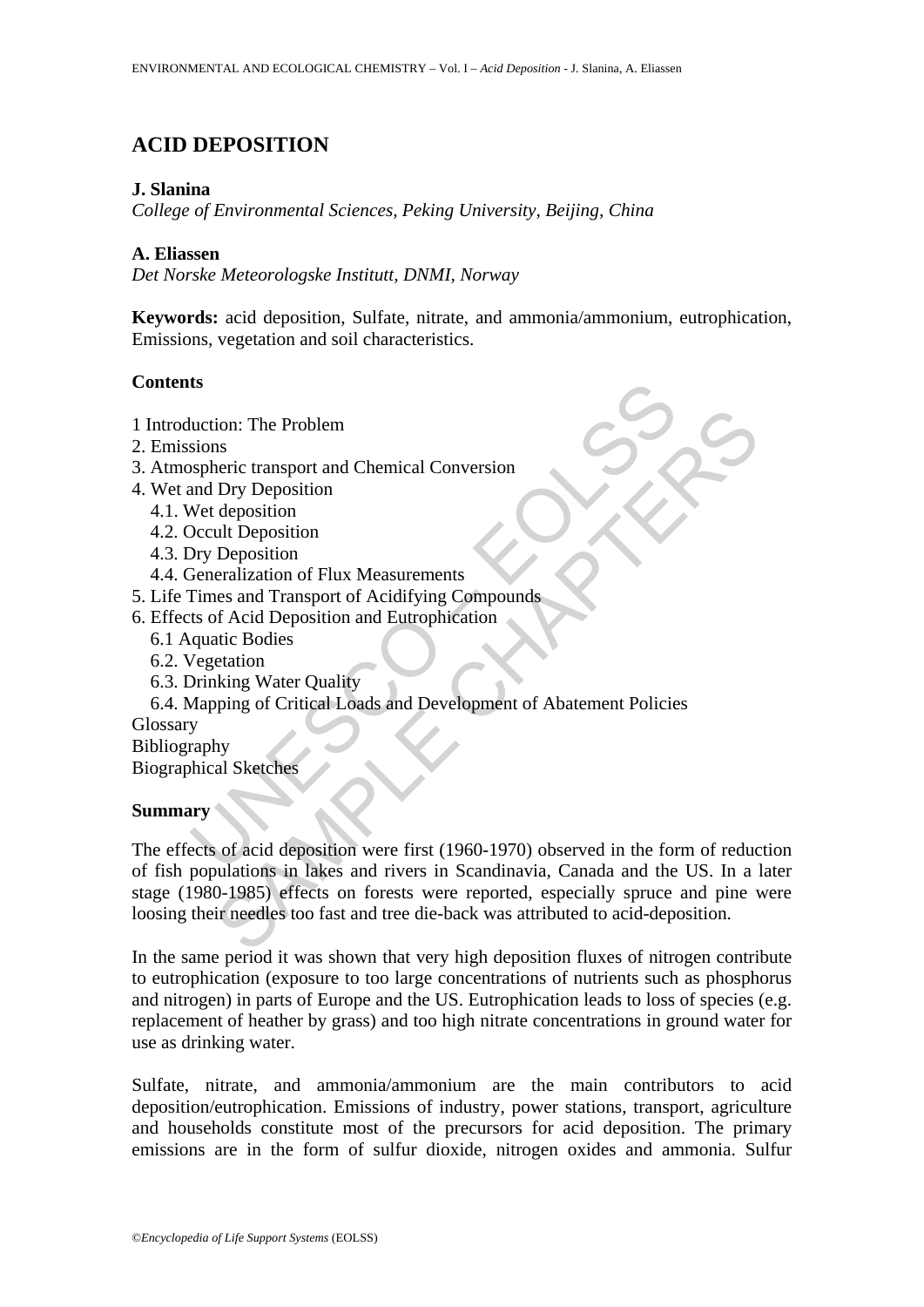# ACID DEPOSITION

**J. Slanina**

*College of Environmental Sciences, Peking University, Beijing, China*

**A. Eliassen**

*Det Norske Meteorologske Institutt, DNMI, Norway*

**Keywords:** acid deposition, Sulfate, nitrate, and ammonia/ammonium, eutrophication, Emissions, vegetation and soil characteristics.

## Contents

1 Introduction: The Problem
2. Emissions
3. Atmospheric transport and Chemical Conversion
4. Wet and Dry Deposition
   4.1. Wet deposition
   4.2. Occult Deposition
   4.3. Dry Deposition
   4.4. Generalization of Flux Measurements
5. Life Times and Transport of Acidifying Compounds
6. Effects of Acid Deposition and Eutrophication
   6.1 Aquatic Bodies
   6.2. Vegetation
   6.3. Drinking Water Quality
   6.4. Mapping of Critical Loads and Development of Abatement Policies

Glossary
Bibliography
Biographical Sketches

## Summary

The effects of acid deposition were first (1960-1970) observed in the form of reduction of fish populations in lakes and rivers in Scandinavia, Canada and the US. In a later stage (1980-1985) effects on forests were reported, especially spruce and pine were loosing their needles too fast and tree die-back was attributed to acid-deposition.

In the same period it was shown that very high deposition fluxes of nitrogen contribute to eutrophication (exposure to too large concentrations of nutrients such as phosphorus and nitrogen) in parts of Europe and the US. Eutrophication leads to loss of species (e.g. replacement of heather by grass) and too high nitrate concentrations in ground water for use as drinking water.

Sulfate, nitrate, and ammonia/ammonium are the main contributors to acid deposition/eutrophication. Emissions of industry, power stations, transport, agriculture and households constitute most of the precursors for acid deposition. The primary emissions are in the form of sulfur dioxide, nitrogen oxides and ammonia. Sulfur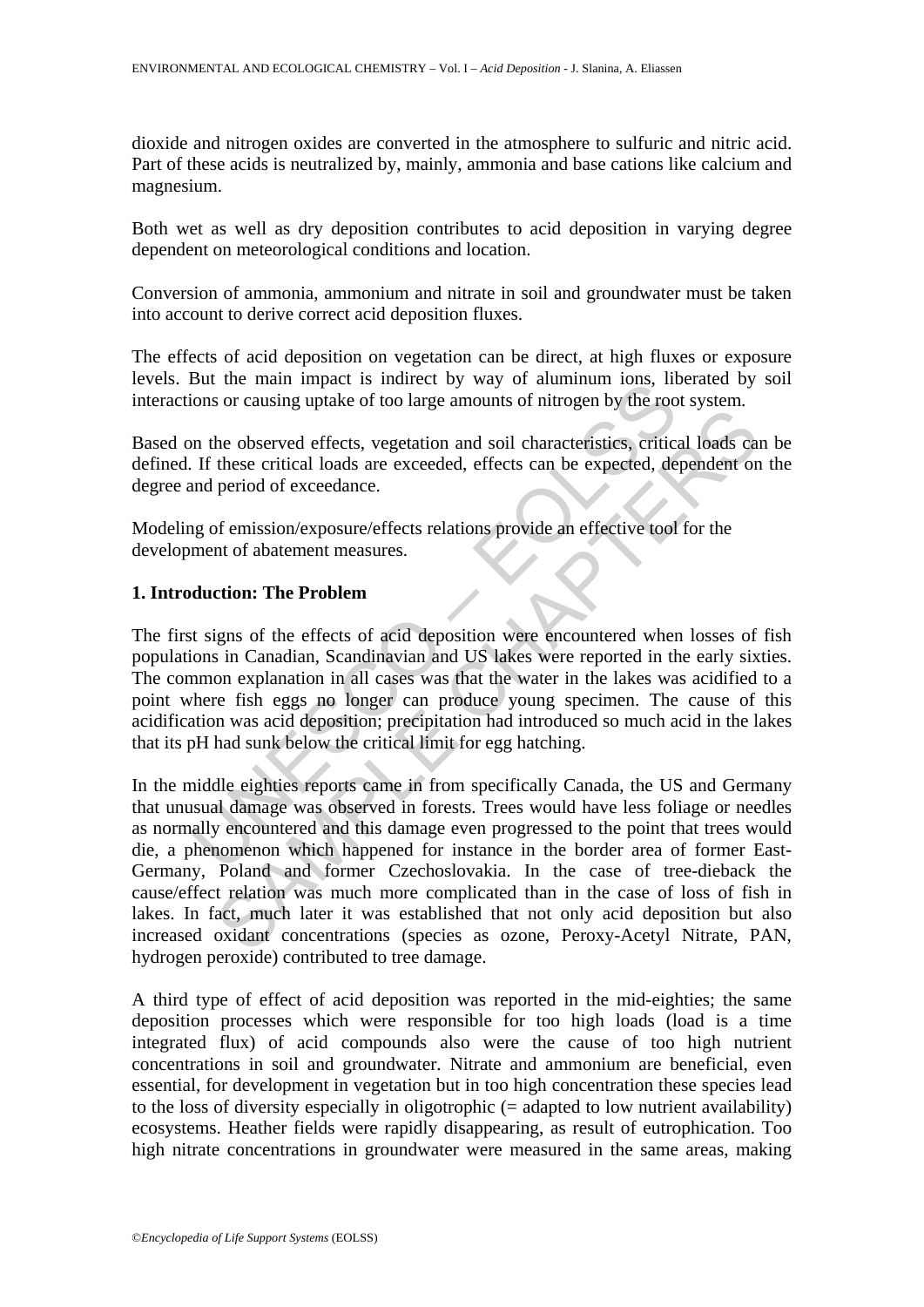dioxide and nitrogen oxides are converted in the atmosphere to sulfuric and nitric acid. Part of these acids is neutralized by, mainly, ammonia and base cations like calcium and magnesium.

Both wet as well as dry deposition contributes to acid deposition in varying degree dependent on meteorological conditions and location.

Conversion of ammonia, ammonium and nitrate in soil and groundwater must be taken into account to derive correct acid deposition fluxes.

The effects of acid deposition on vegetation can be direct, at high fluxes or exposure levels. But the main impact is indirect by way of aluminum ions, liberated by soil interactions or causing uptake of too large amounts of nitrogen by the root system.

Based on the observed effects, vegetation and soil characteristics, critical loads can be defined. If these critical loads are exceeded, effects can be expected, dependent on the degree and period of exceedance.

Modeling of emission/exposure/effects relations provide an effective tool for the development of abatement measures.

## 1. Introduction: The Problem

The first signs of the effects of acid deposition were encountered when losses of fish populations in Canadian, Scandinavian and US lakes were reported in the early sixties. The common explanation in all cases was that the water in the lakes was acidified to a point where fish eggs no longer can produce young specimen. The cause of this acidification was acid deposition; precipitation had introduced so much acid in the lakes that its pH had sunk below the critical limit for egg hatching.

In the middle eighties reports came in from specifically Canada, the US and Germany that unusual damage was observed in forests. Trees would have less foliage or needles as normally encountered and this damage even progressed to the point that trees would die, a phenomenon which happened for instance in the border area of former East-Germany, Poland and former Czechoslovakia. In the case of tree-dieback the cause/effect relation was much more complicated than in the case of loss of fish in lakes. In fact, much later it was established that not only acid deposition but also increased oxidant concentrations (species as ozone, Peroxy-Acetyl Nitrate, PAN, hydrogen peroxide) contributed to tree damage.

A third type of effect of acid deposition was reported in the mid-eighties; the same deposition processes which were responsible for too high loads (load is a time integrated flux) of acid compounds also were the cause of too high nutrient concentrations in soil and groundwater. Nitrate and ammonium are beneficial, even essential, for development in vegetation but in too high concentration these species lead to the loss of diversity especially in oligotrophic (= adapted to low nutrient availability) ecosystems. Heather fields were rapidly disappearing, as result of eutrophication. Too high nitrate concentrations in groundwater were measured in the same areas, making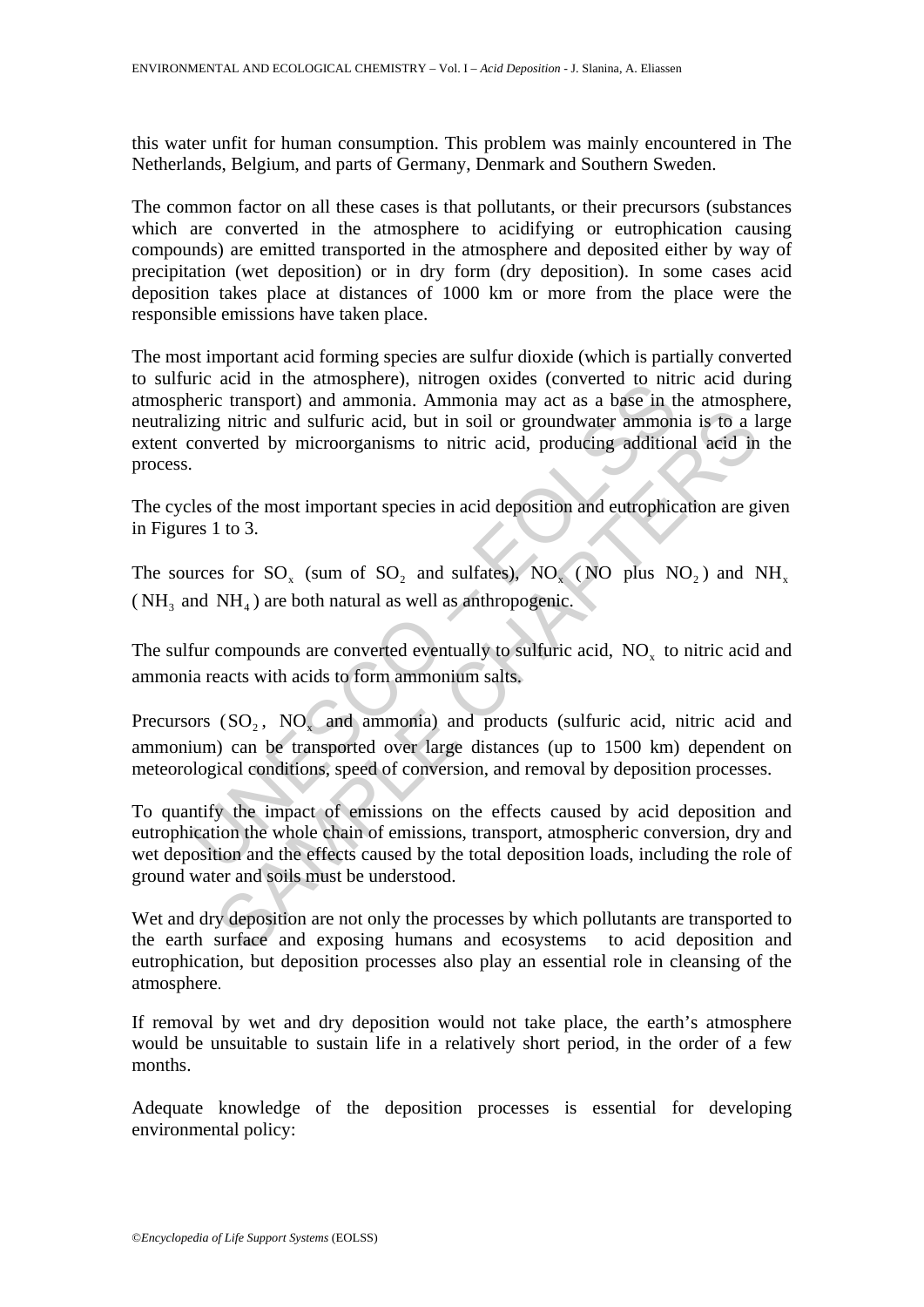this water unfit for human consumption. This problem was mainly encountered in The Netherlands, Belgium, and parts of Germany, Denmark and Southern Sweden.

The common factor on all these cases is that pollutants, or their precursors (substances which are converted in the atmosphere to acidifying or eutrophication causing compounds) are emitted transported in the atmosphere and deposited either by way of precipitation (wet deposition) or in dry form (dry deposition). In some cases acid deposition takes place at distances of 1000 km or more from the place were the responsible emissions have taken place.

The most important acid forming species are sulfur dioxide (which is partially converted to sulfuric acid in the atmosphere), nitrogen oxides (converted to nitric acid during atmospheric transport) and ammonia. Ammonia may act as a base in the atmosphere, neutralizing nitric and sulfuric acid, but in soil or groundwater ammonia is to a large extent converted by microorganisms to nitric acid, producing additional acid in the process.

The cycles of the most important species in acid deposition and eutrophication are given in Figures 1 to 3.

The sources for $SO_x$ (sum of $SO_2$ and sulfates), $NO_x$ ($NO$ plus $NO_2$) and $NH_x$ ($NH_3$ and $NH_4$) are both natural as well as anthropogenic.

The sulfur compounds are converted eventually to sulfuric acid, $NO_x$ to nitric acid and ammonia reacts with acids to form ammonium salts.

Precursors ($SO_2$, $NO_x$ and ammonia) and products (sulfuric acid, nitric acid and ammonium) can be transported over large distances (up to 1500 km) dependent on meteorological conditions, speed of conversion, and removal by deposition processes.

To quantify the impact of emissions on the effects caused by acid deposition and eutrophication the whole chain of emissions, transport, atmospheric conversion, dry and wet deposition and the effects caused by the total deposition loads, including the role of ground water and soils must be understood.

Wet and dry deposition are not only the processes by which pollutants are transported to the earth surface and exposing humans and ecosystems to acid deposition and eutrophication, but deposition processes also play an essential role in cleansing of the atmosphere.

If removal by wet and dry deposition would not take place, the earth's atmosphere would be unsuitable to sustain life in a relatively short period, in the order of a few months.

Adequate knowledge of the deposition processes is essential for developing environmental policy: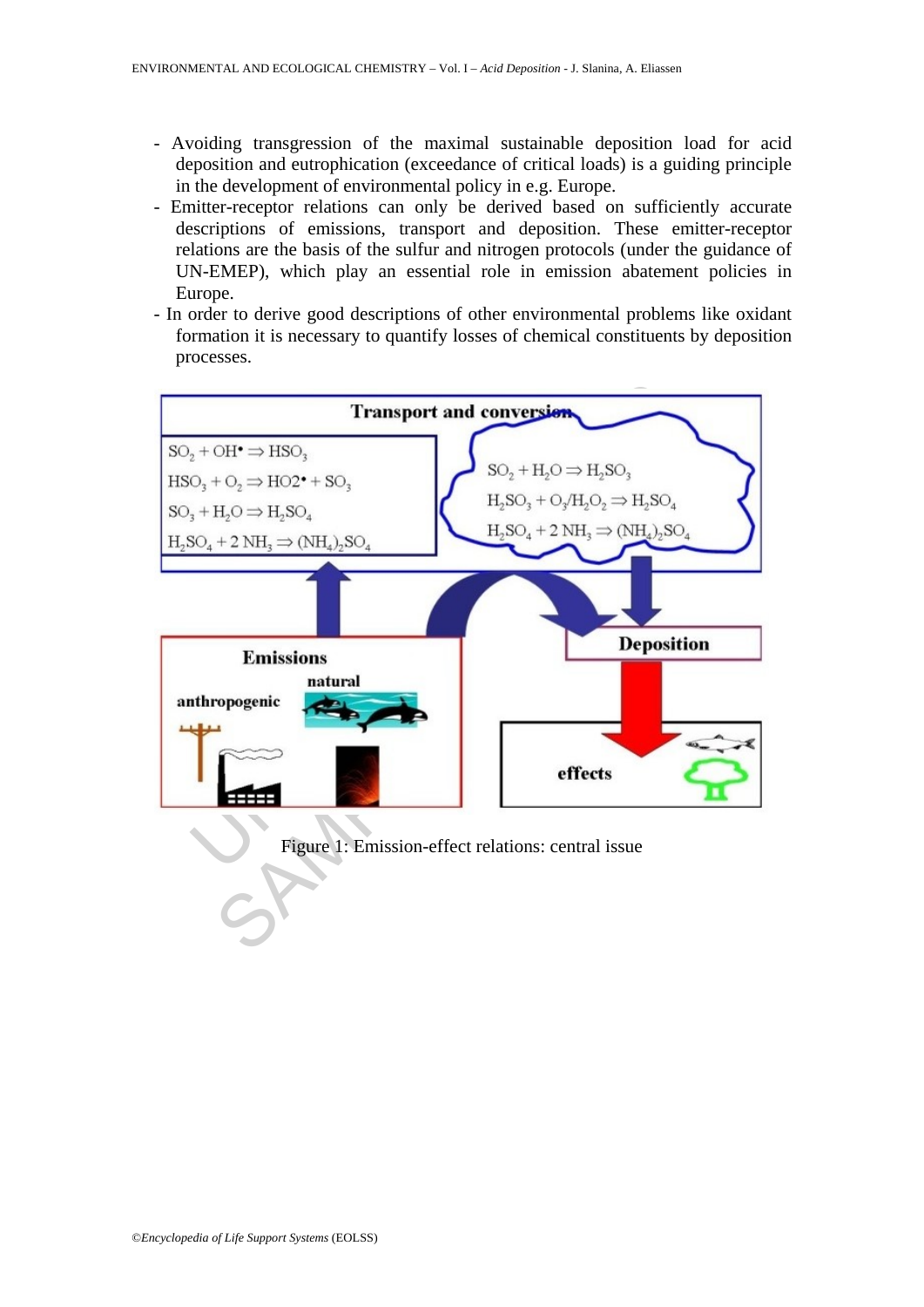- Avoiding transgression of the maximal sustainable deposition load for acid deposition and eutrophication (exceedance of critical loads) is a guiding principle in the development of environmental policy in e.g. Europe.
- Emitter-receptor relations can only be derived based on sufficiently accurate descriptions of emissions, transport and deposition. These emitter-receptor relations are the basis of the sulfur and nitrogen protocols (under the guidance of UN-EMEP), which play an essential role in emission abatement policies in Europe.
- In order to derive good descriptions of other environmental problems like oxidant formation it is necessary to quantify losses of chemical constituents by deposition processes.

Figure 1: Emission-effect relations: central issue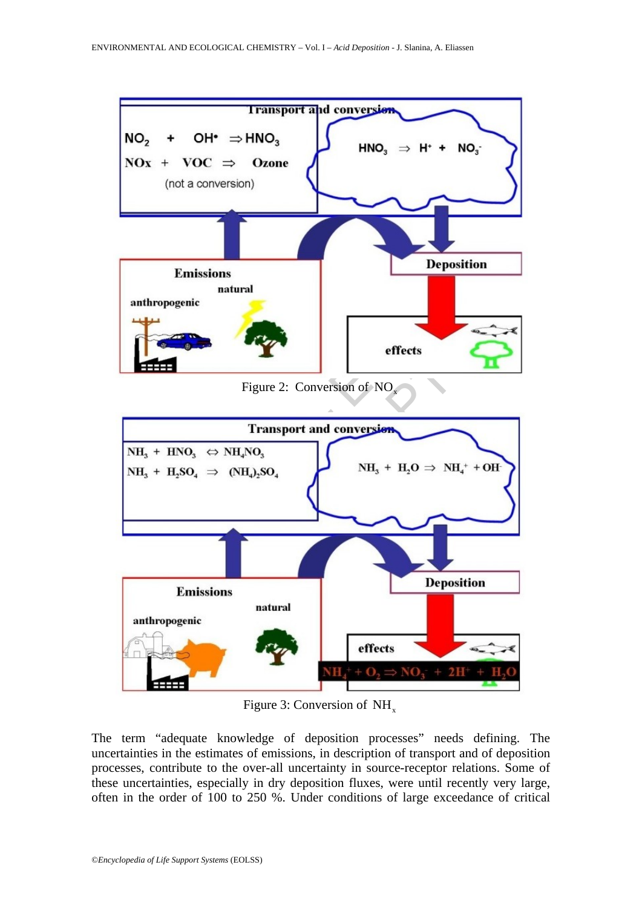Figure 2: Conversion of $NO_x$

Figure 3: Conversion of $NH_x$

The term “adequate knowledge of deposition processes” needs defining. The uncertainties in the estimates of emissions, in description of transport and of deposition processes, contribute to the over-all uncertainty in source-receptor relations. Some of these uncertainties, especially in dry deposition fluxes, were until recently very large, often in the order of 100 to 250 %. Under conditions of large exceedance of critical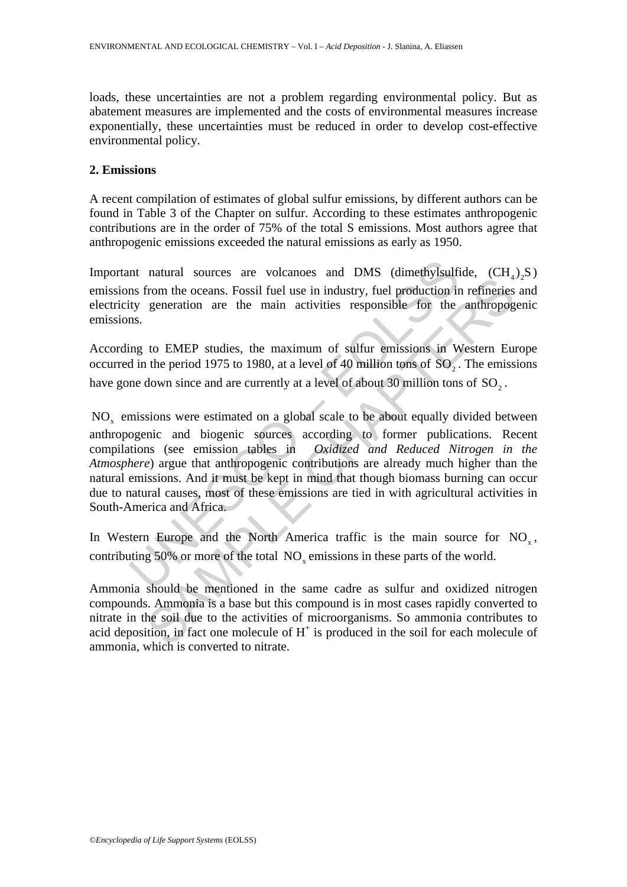loads, these uncertainties are not a problem regarding environmental policy. But as abatement measures are implemented and the costs of environmental measures increase exponentially, these uncertainties must be reduced in order to develop cost-effective environmental policy.

## 2. Emissions

A recent compilation of estimates of global sulfur emissions, by different authors can be found in Table 3 of the Chapter on sulfur. According to these estimates anthropogenic contributions are in the order of 75% of the total S emissions. Most authors agree that anthropogenic emissions exceeded the natural emissions as early as 1950.

Important natural sources are volcanoes and DMS (dimethylsulfide, $(CH_4)_2S$) emissions from the oceans. Fossil fuel use in industry, fuel production in refineries and electricity generation are the main activities responsible for the anthropogenic emissions.

According to EMEP studies, the maximum of sulfur emissions in Western Europe occurred in the period 1975 to 1980, at a level of 40 million tons of $SO_2$. The emissions have gone down since and are currently at a level of about 30 million tons of $SO_2$.

$NO_x$ emissions were estimated on a global scale to be about equally divided between anthropogenic and biogenic sources according to former publications. Recent compilations (see emission tables in *Oxidized and Reduced Nitrogen in the Atmosphere*) argue that anthropogenic contributions are already much higher than the natural emissions. And it must be kept in mind that though biomass burning can occur due to natural causes, most of these emissions are tied in with agricultural activities in South-America and Africa.

In Western Europe and the North America traffic is the main source for $NO_x$, contributing 50% or more of the total $NO_x$ emissions in these parts of the world.

Ammonia should be mentioned in the same cadre as sulfur and oxidized nitrogen compounds. Ammonia is a base but this compound is in most cases rapidly converted to nitrate in the soil due to the activities of microorganisms. So ammonia contributes to acid deposition, in fact one molecule of $H^+$ is produced in the soil for each molecule of ammonia, which is converted to nitrate.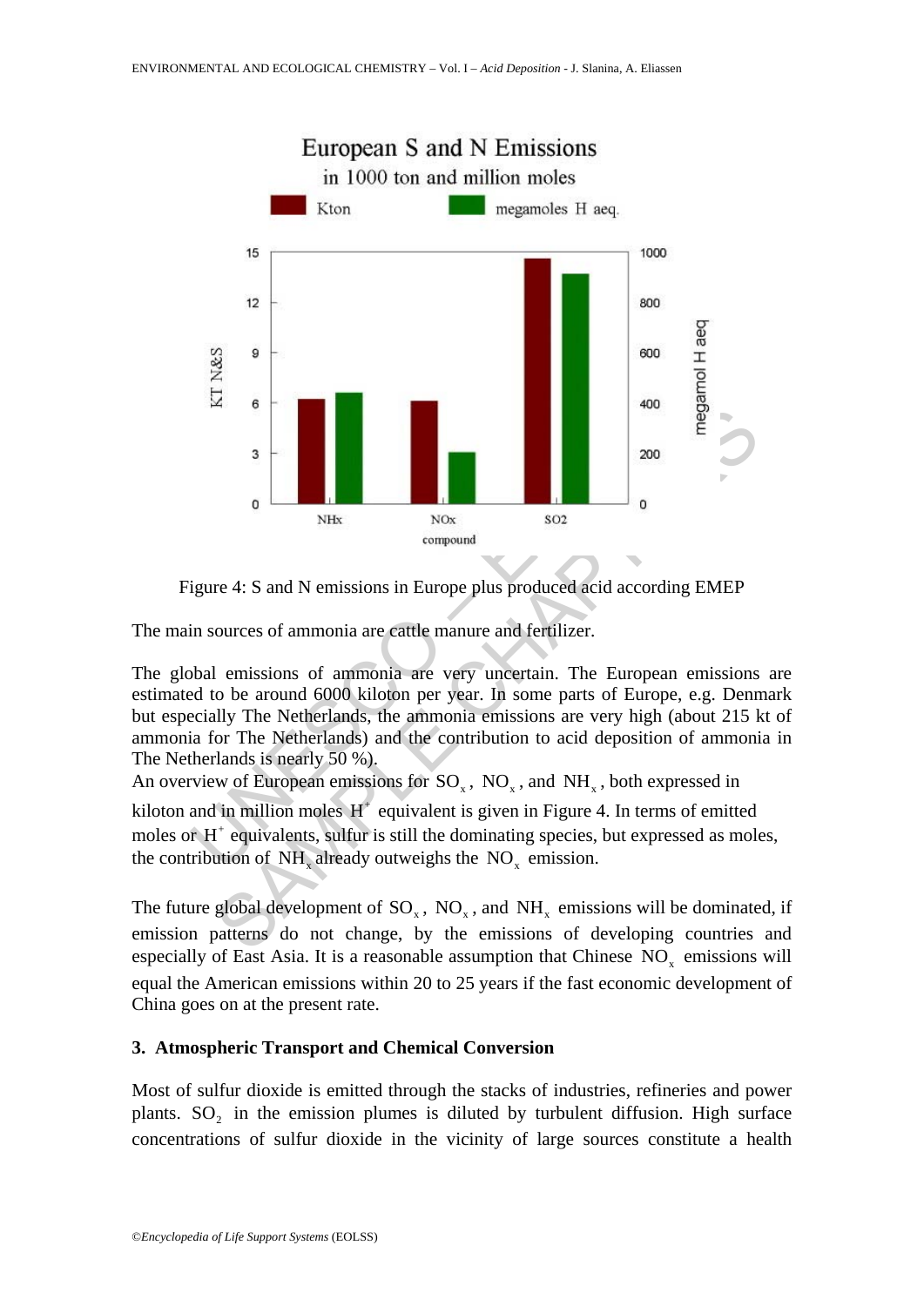Figure 4: S and N emissions in Europe plus produced acid according EMEP

The main sources of ammonia are cattle manure and fertilizer.

The global emissions of ammonia are very uncertain. The European emissions are estimated to be around 6000 kiloton per year. In some parts of Europe, e.g. Denmark but especially The Netherlands, the ammonia emissions are very high (about 215 kt of ammonia for The Netherlands) and the contribution to acid deposition of ammonia in The Netherlands is nearly 50 %).
An overview of European emissions for $SO_x$, $NO_x$, and $NH_x$, both expressed in kiloton and in million moles $H^+$ equivalent is given in Figure 4. In terms of emitted moles or $H^+$ equivalents, sulfur is still the dominating species, but expressed as moles, the contribution of $NH_x$ already outweighs the $NO_x$ emission.

The future global development of $SO_x$, $NO_x$, and $NH_x$ emissions will be dominated, if emission patterns do not change, by the emissions of developing countries and especially of East Asia. It is a reasonable assumption that Chinese $NO_x$ emissions will equal the American emissions within 20 to 25 years if the fast economic development of China goes on at the present rate.

### 3. Atmospheric Transport and Chemical Conversion

Most of sulfur dioxide is emitted through the stacks of industries, refineries and power plants. $SO_2$ in the emission plumes is diluted by turbulent diffusion. High surface concentrations of sulfur dioxide in the vicinity of large sources constitute a health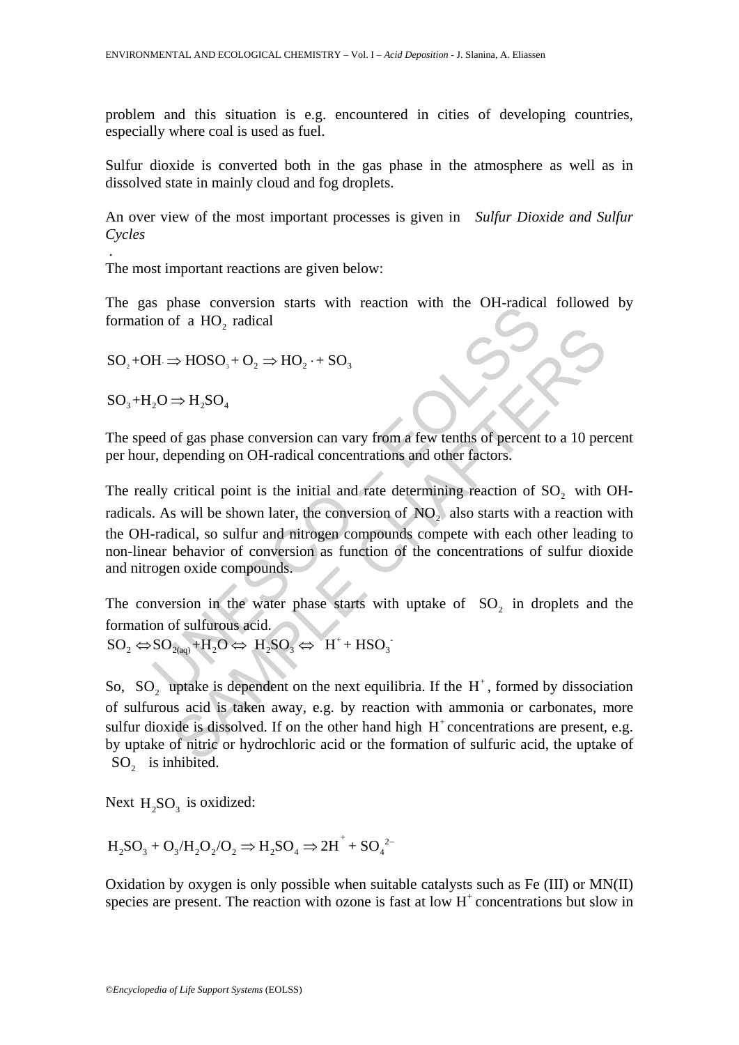problem and this situation is e.g. encountered in cities of developing countries, especially where coal is used as fuel.

Sulfur dioxide is converted both in the gas phase in the atmosphere as well as in dissolved state in mainly cloud and fog droplets.

An over view of the most important processes is given in *Sulfur Dioxide and Sulfur Cycles*

.

The most important reactions are given below:

The gas phase conversion starts with reaction with the OH-radical followed by formation of a $HO_2$ radical

$$SO_2 + OH\cdot \Rightarrow HOSO_3 + O_2 \Rightarrow HO_2\cdot + SO_3$$

$$SO_3 + H_2O \Rightarrow H_2SO_4$$

The speed of gas phase conversion can vary from a few tenths of percent to a 10 percent per hour, depending on OH-radical concentrations and other factors.

The really critical point is the initial and rate determining reaction of $SO_2$ with OH-radicals. As will be shown later, the conversion of $NO_2$ also starts with a reaction with the OH-radical, so sulfur and nitrogen compounds compete with each other leading to non-linear behavior of conversion as function of the concentrations of sulfur dioxide and nitrogen oxide compounds.

The conversion in the water phase starts with uptake of $SO_2$ in droplets and the formation of sulfurous acid.

$$SO_2 \Leftrightarrow SO_{2(aq)} + H_2O \Leftrightarrow H_2SO_3 \Leftrightarrow H^+ + HSO_3^-$$

So, $SO_2$ uptake is dependent on the next equilibria. If the $H^+$, formed by dissociation of sulfurous acid is taken away, e.g. by reaction with ammonia or carbonates, more sulfur dioxide is dissolved. If on the other hand high $H^+$ concentrations are present, e.g. by uptake of nitric or hydrochloric acid or the formation of sulfuric acid, the uptake of $SO_2$ is inhibited.

Next $H_2SO_3$ is oxidized:

$$H_2SO_3 + O_3/H_2O_2/O_2 \Rightarrow H_2SO_4 \Rightarrow 2H^+ + SO_4^{2-}$$

Oxidation by oxygen is only possible when suitable catalysts such as Fe (III) or MN(II) species are present. The reaction with ozone is fast at low $H^+$ concentrations but slow in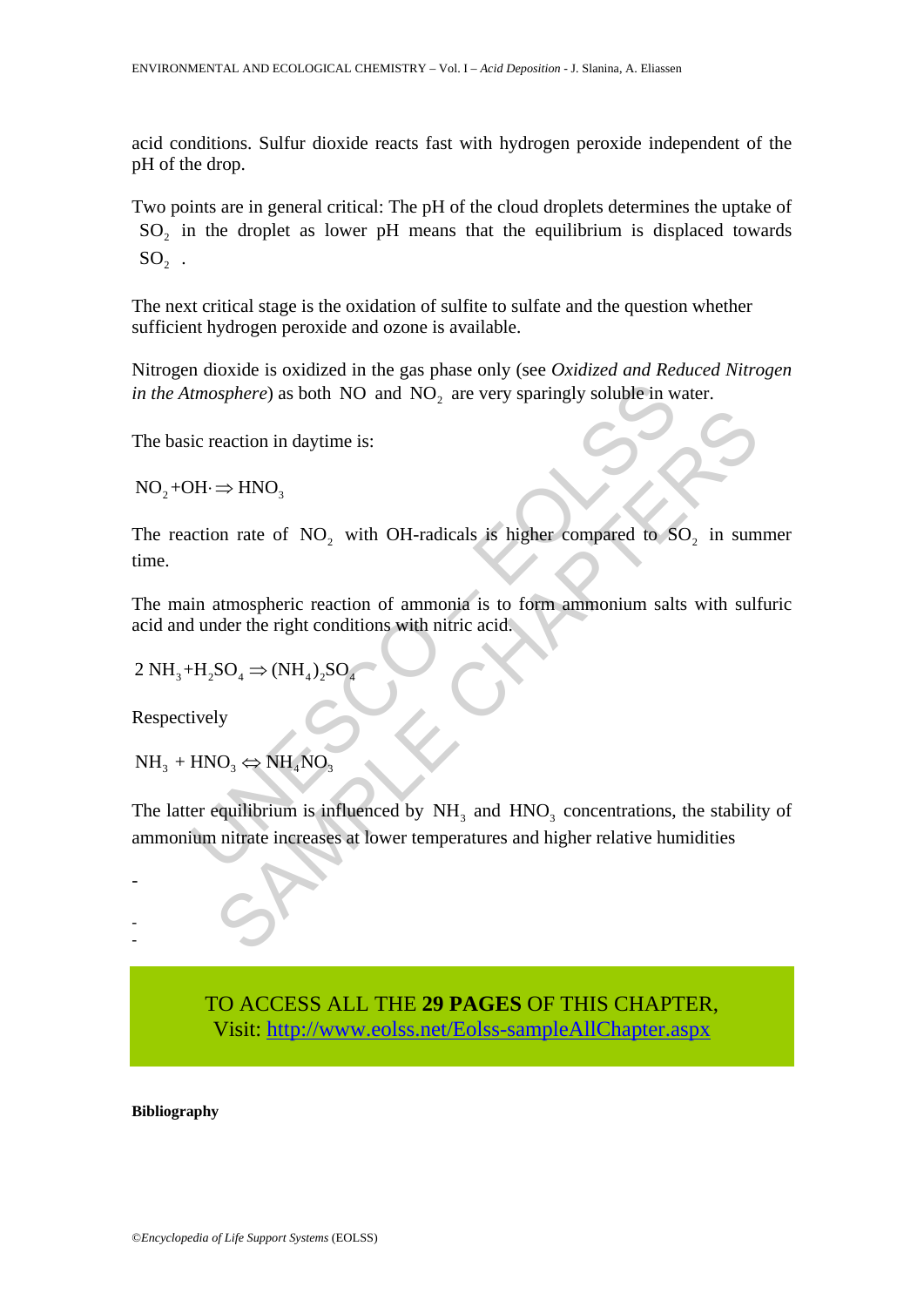acid conditions. Sulfur dioxide reacts fast with hydrogen peroxide independent of the pH of the drop.

Two points are in general critical: The pH of the cloud droplets determines the uptake of $SO_2$ in the droplet as lower pH means that the equilibrium is displaced towards $SO_2$ .

The next critical stage is the oxidation of sulfite to sulfate and the question whether sufficient hydrogen peroxide and ozone is available.

Nitrogen dioxide is oxidized in the gas phase only (see *Oxidized and Reduced Nitrogen in the Atmosphere*) as both NO and $NO_2$ are very sparingly soluble in water.

The basic reaction in daytime is:

$$NO_2 + OH\cdot \Rightarrow HNO_3$$

The reaction rate of $NO_2$ with OH-radicals is higher compared to $SO_2$ in summer time.

The main atmospheric reaction of ammonia is to form ammonium salts with sulfuric acid and under the right conditions with nitric acid.

$$2\ NH_3 + H_2SO_4 \Rightarrow (NH_4)_2SO_4$$

Respectively

$$NH_3 + HNO_3 \Leftrightarrow NH_4NO_3$$

The latter equilibrium is influenced by $NH_3$ and $HNO_3$ concentrations, the stability of ammonium nitrate increases at lower temperatures and higher relative humidities

-

-
-

TO ACCESS ALL THE **29 PAGES** OF THIS CHAPTER,
Visit: http://www.eolss.net/Eolss-sampleAllChapter.aspx

**Bibliography**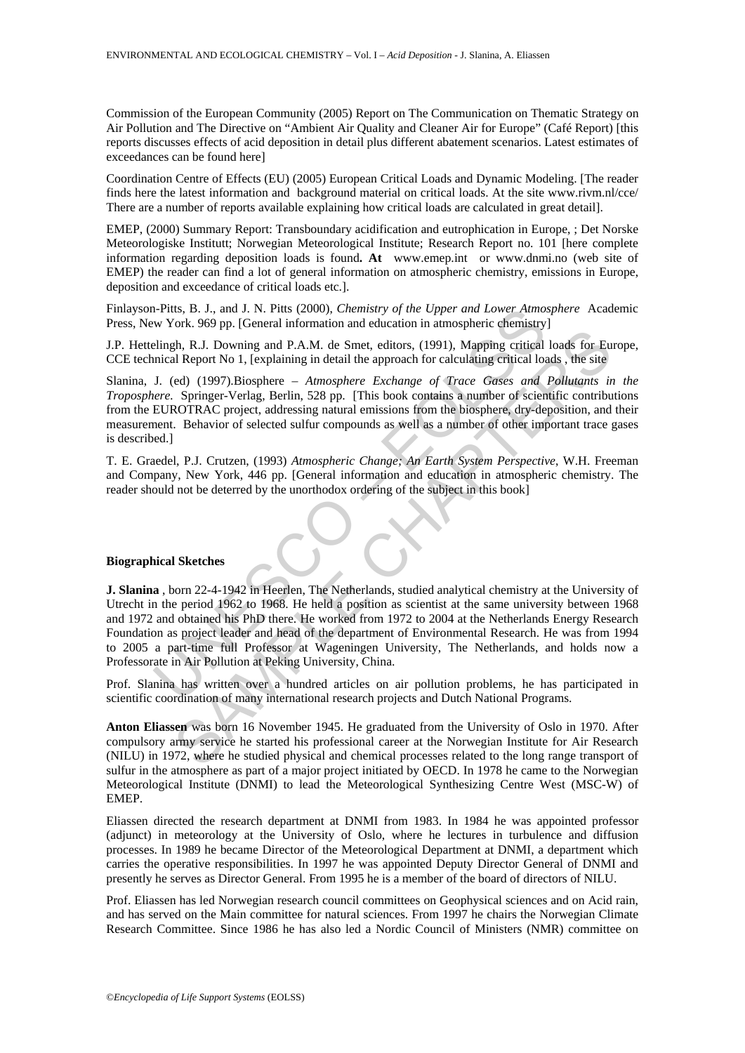Commission of the European Community (2005) Report on The Communication on Thematic Strategy on Air Pollution and The Directive on "Ambient Air Quality and Cleaner Air for Europe" (Café Report) [this reports discusses effects of acid deposition in detail plus different abatement scenarios. Latest estimates of exceedances can be found here]

Coordination Centre of Effects (EU) (2005) European Critical Loads and Dynamic Modeling. [The reader finds here the latest information and background material on critical loads. At the site www.rivm.nl/cce/ There are a number of reports available explaining how critical loads are calculated in great detail].

EMEP, (2000) Summary Report: Transboundary acidification and eutrophication in Europe, ; Det Norske Meteorologiske Institutt; Norwegian Meteorological Institute; Research Report no. 101 [here complete information regarding deposition loads is found**. At** www.emep.int or www.dnmi.no (web site of EMEP) the reader can find a lot of general information on atmospheric chemistry, emissions in Europe, deposition and exceedance of critical loads etc.].

Finlayson-Pitts, B. J., and J. N. Pitts (2000), *Chemistry of the Upper and Lower Atmosphere* Academic Press, New York. 969 pp. [General information and education in atmospheric chemistry]

J.P. Hettelingh, R.J. Downing and P.A.M. de Smet, editors, (1991), Mapping critical loads for Europe, CCE technical Report No 1, [explaining in detail the approach for calculating critical loads , the site

Slanina, J. (ed) (1997).Biosphere – *Atmosphere Exchange of Trace Gases and Pollutants in the Troposphere.* Springer-Verlag, Berlin, 528 pp. [This book contains a number of scientific contributions from the EUROTRAC project, addressing natural emissions from the biosphere, dry-deposition, and their measurement. Behavior of selected sulfur compounds as well as a number of other important trace gases is described.]

T. E. Graedel, P.J. Crutzen, (1993) *Atmospheric Change; An Earth System Perspective*, W.H. Freeman and Company, New York, 446 pp. [General information and education in atmospheric chemistry. The reader should not be deterred by the unorthodox ordering of the subject in this book]

#### Biographical Sketches

**J. Slanina** , born 22-4-1942 in Heerlen, The Netherlands, studied analytical chemistry at the University of Utrecht in the period 1962 to 1968. He held a position as scientist at the same university between 1968 and 1972 and obtained his PhD there. He worked from 1972 to 2004 at the Netherlands Energy Research Foundation as project leader and head of the department of Environmental Research. He was from 1994 to 2005 a part-time full Professor at Wageningen University, The Netherlands, and holds now a Professorate in Air Pollution at Peking University, China.

Prof. Slanina has written over a hundred articles on air pollution problems, he has participated in scientific coordination of many international research projects and Dutch National Programs.

**Anton Eliassen** was born 16 November 1945. He graduated from the University of Oslo in 1970. After compulsory army service he started his professional career at the Norwegian Institute for Air Research (NILU) in 1972, where he studied physical and chemical processes related to the long range transport of sulfur in the atmosphere as part of a major project initiated by OECD. In 1978 he came to the Norwegian Meteorological Institute (DNMI) to lead the Meteorological Synthesizing Centre West (MSC-W) of EMEP.

Eliassen directed the research department at DNMI from 1983. In 1984 he was appointed professor (adjunct) in meteorology at the University of Oslo, where he lectures in turbulence and diffusion processes. In 1989 he became Director of the Meteorological Department at DNMI, a department which carries the operative responsibilities. In 1997 he was appointed Deputy Director General of DNMI and presently he serves as Director General. From 1995 he is a member of the board of directors of NILU.

Prof. Eliassen has led Norwegian research council committees on Geophysical sciences and on Acid rain, and has served on the Main committee for natural sciences. From 1997 he chairs the Norwegian Climate Research Committee. Since 1986 he has also led a Nordic Council of Ministers (NMR) committee on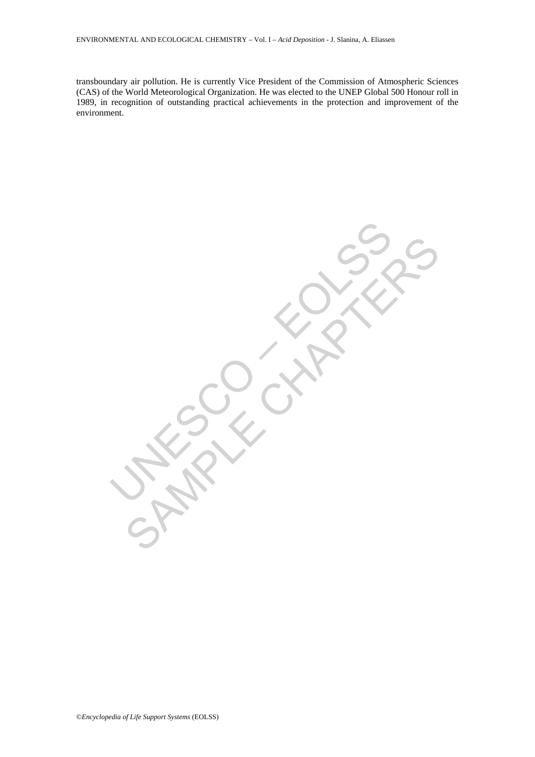transboundary air pollution. He is currently Vice President of the Commission of Atmospheric Sciences (CAS) of the World Meteorological Organization. He was elected to the UNEP Global 500 Honour roll in 1989, in recognition of outstanding practical achievements in the protection and improvement of the environment.